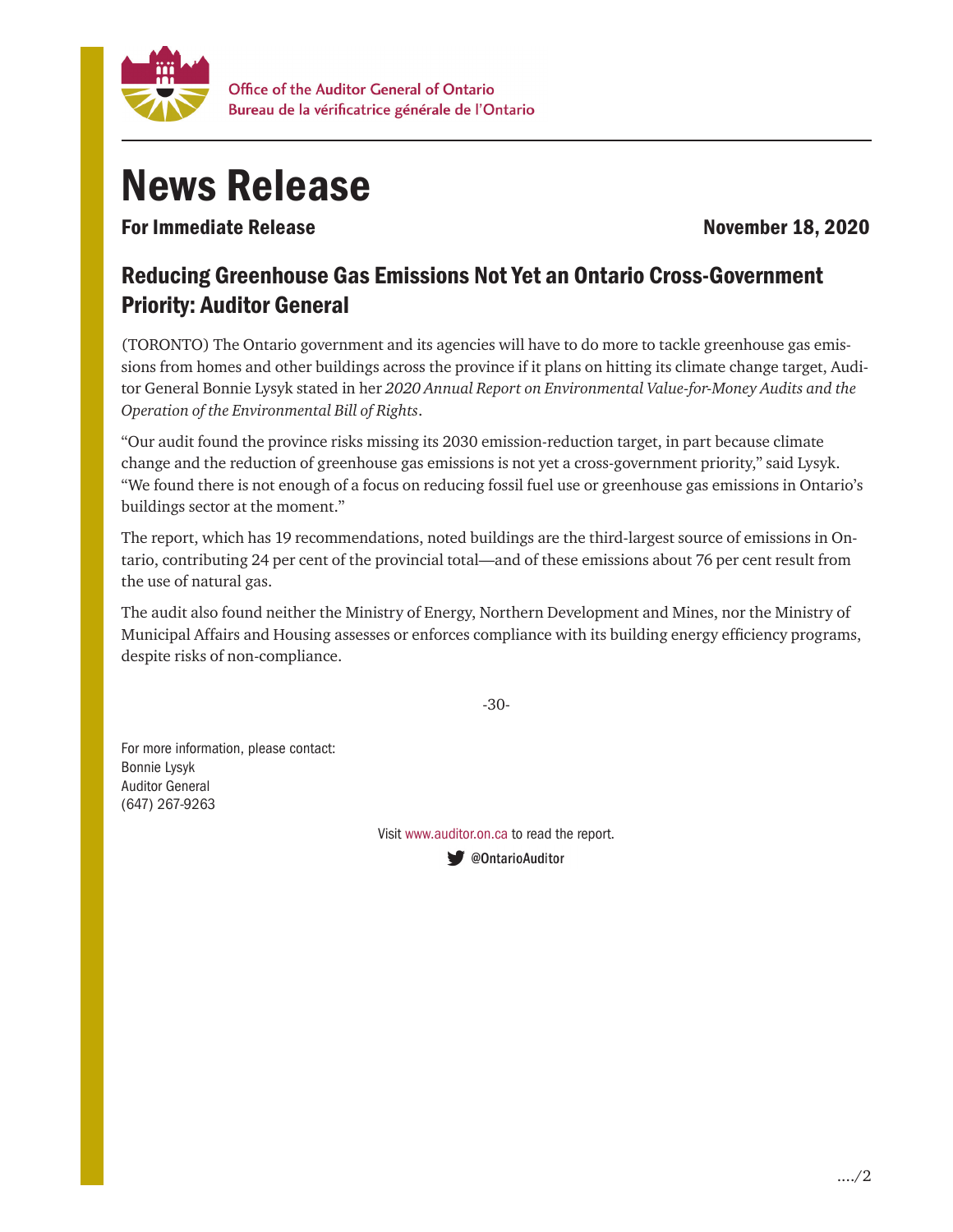Office of the Auditor General of Ontario
Bureau de la vérificatrice générale de l'Ontario

# News Release

**For Immediate Release** **November 18, 2020**

## Reducing Greenhouse Gas Emissions Not Yet an Ontario Cross-Government Priority: Auditor General

(TORONTO) The Ontario government and its agencies will have to do more to tackle greenhouse gas emissions from homes and other buildings across the province if it plans on hitting its climate change target, Auditor General Bonnie Lysyk stated in her *2020 Annual Report on Environmental Value-for-Money Audits and the Operation of the Environmental Bill of Rights*.

"Our audit found the province risks missing its 2030 emission-reduction target, in part because climate change and the reduction of greenhouse gas emissions is not yet a cross-government priority," said Lysyk. "We found there is not enough of a focus on reducing fossil fuel use or greenhouse gas emissions in Ontario's buildings sector at the moment."

The report, which has 19 recommendations, noted buildings are the third-largest source of emissions in Ontario, contributing 24 per cent of the provincial total—and of these emissions about 76 per cent result from the use of natural gas.

The audit also found neither the Ministry of Energy, Northern Development and Mines, nor the Ministry of Municipal Affairs and Housing assesses or enforces compliance with its building energy efficiency programs, despite risks of non-compliance.

-30-

For more information, please contact:
Bonnie Lysyk
Auditor General
(647) 267-9263

Visit www.auditor.on.ca to read the report.

@OntarioAuditor

…./2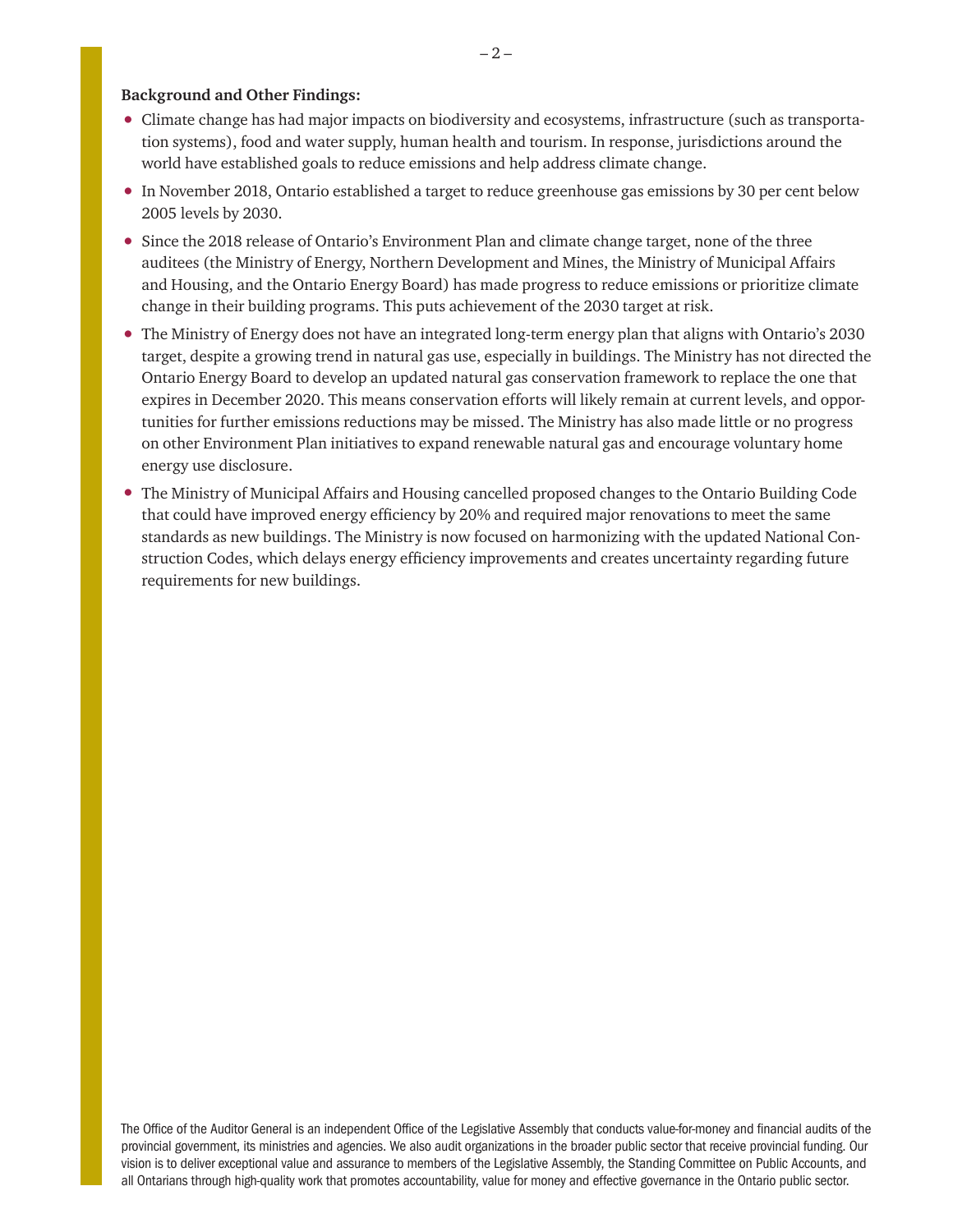**Background and Other Findings:**

- Climate change has had major impacts on biodiversity and ecosystems, infrastructure (such as transportation systems), food and water supply, human health and tourism. In response, jurisdictions around the world have established goals to reduce emissions and help address climate change.
- In November 2018, Ontario established a target to reduce greenhouse gas emissions by 30 per cent below 2005 levels by 2030.
- Since the 2018 release of Ontario's Environment Plan and climate change target, none of the three auditees (the Ministry of Energy, Northern Development and Mines, the Ministry of Municipal Affairs and Housing, and the Ontario Energy Board) has made progress to reduce emissions or prioritize climate change in their building programs. This puts achievement of the 2030 target at risk.
- The Ministry of Energy does not have an integrated long-term energy plan that aligns with Ontario's 2030 target, despite a growing trend in natural gas use, especially in buildings. The Ministry has not directed the Ontario Energy Board to develop an updated natural gas conservation framework to replace the one that expires in December 2020. This means conservation efforts will likely remain at current levels, and opportunities for further emissions reductions may be missed. The Ministry has also made little or no progress on other Environment Plan initiatives to expand renewable natural gas and encourage voluntary home energy use disclosure.
- The Ministry of Municipal Affairs and Housing cancelled proposed changes to the Ontario Building Code that could have improved energy efficiency by 20% and required major renovations to meet the same standards as new buildings. The Ministry is now focused on harmonizing with the updated National Construction Codes, which delays energy efficiency improvements and creates uncertainty regarding future requirements for new buildings.

The Office of the Auditor General is an independent Office of the Legislative Assembly that conducts value-for-money and financial audits of the provincial government, its ministries and agencies. We also audit organizations in the broader public sector that receive provincial funding. Our vision is to deliver exceptional value and assurance to members of the Legislative Assembly, the Standing Committee on Public Accounts, and all Ontarians through high-quality work that promotes accountability, value for money and effective governance in the Ontario public sector.